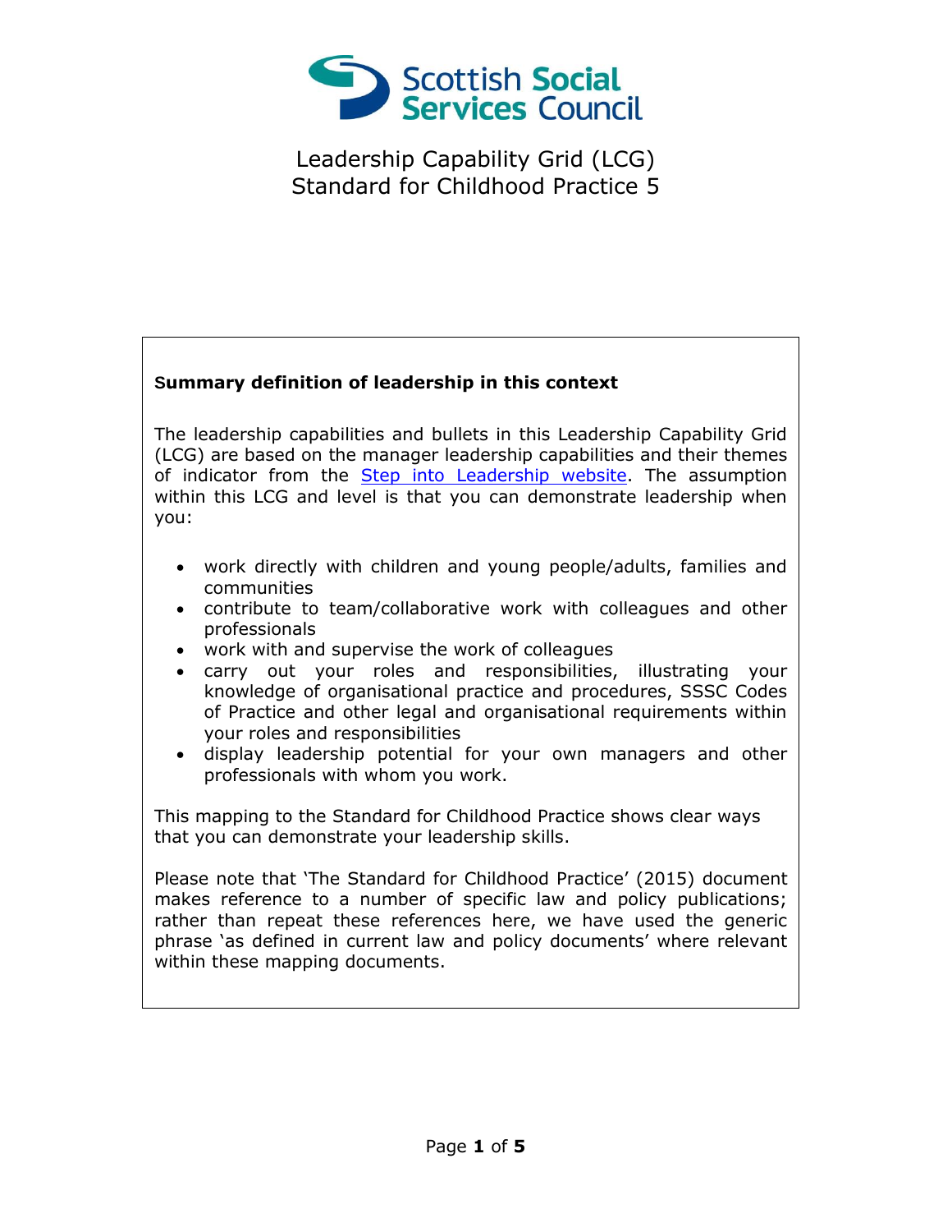Scottish Social Services Council

# Leadership Capability Grid (LCG)
# Standard for Childhood Practice 5

**Summary definition of leadership in this context**

The leadership capabilities and bullets in this Leadership Capability Grid (LCG) are based on the manager leadership capabilities and their themes of indicator from the [Step into Leadership website](). The assumption within this LCG and level is that you can demonstrate leadership when you:

- work directly with children and young people/adults, families and communities
- contribute to team/collaborative work with colleagues and other professionals
- work with and supervise the work of colleagues
- carry out your roles and responsibilities, illustrating your knowledge of organisational practice and procedures, SSSC Codes of Practice and other legal and organisational requirements within your roles and responsibilities
- display leadership potential for your own managers and other professionals with whom you work.

This mapping to the Standard for Childhood Practice shows clear ways that you can demonstrate your leadership skills.

Please note that 'The Standard for Childhood Practice' (2015) document makes reference to a number of specific law and policy publications; rather than repeat these references here, we have used the generic phrase 'as defined in current law and policy documents' where relevant within these mapping documents.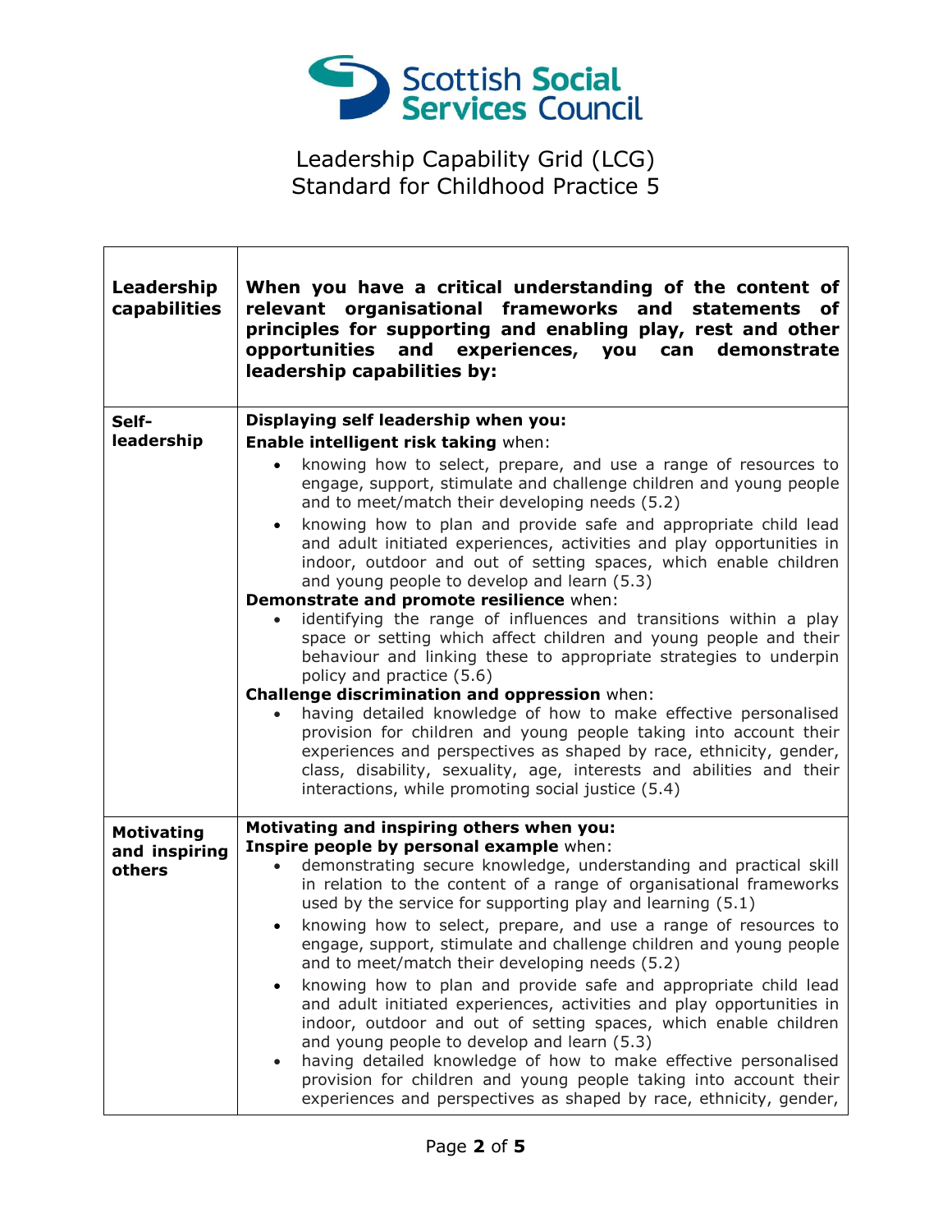Scottish Social Services Council

# Leadership Capability Grid (LCG)
## Standard for Childhood Practice 5

| **Leadership capabilities** | **When you have a critical understanding of the content of relevant organisational frameworks and statements of principles for supporting and enabling play, rest and other opportunities and experiences, you can demonstrate leadership capabilities by:** |
|---|---|
| **Self-leadership** | **Displaying self leadership when you:**<br>**Enable intelligent risk taking** when:<br>• knowing how to select, prepare, and use a range of resources to engage, support, stimulate and challenge children and young people and to meet/match their developing needs (5.2)<br>• knowing how to plan and provide safe and appropriate child lead and adult initiated experiences, activities and play opportunities in indoor, outdoor and out of setting spaces, which enable children and young people to develop and learn (5.3)<br>**Demonstrate and promote resilience** when:<br>• identifying the range of influences and transitions within a play space or setting which affect children and young people and their behaviour and linking these to appropriate strategies to underpin policy and practice (5.6)<br>**Challenge discrimination and oppression** when:<br>• having detailed knowledge of how to make effective personalised provision for children and young people taking into account their experiences and perspectives as shaped by race, ethnicity, gender, class, disability, sexuality, age, interests and abilities and their interactions, while promoting social justice (5.4) |
| **Motivating and inspiring others** | **Motivating and inspiring others when you:**<br>**Inspire people by personal example** when:<br>• demonstrating secure knowledge, understanding and practical skill in relation to the content of a range of organisational frameworks used by the service for supporting play and learning (5.1)<br>• knowing how to select, prepare, and use a range of resources to engage, support, stimulate and challenge children and young people and to meet/match their developing needs (5.2)<br>• knowing how to plan and provide safe and appropriate child lead and adult initiated experiences, activities and play opportunities in indoor, outdoor and out of setting spaces, which enable children and young people to develop and learn (5.3)<br>• having detailed knowledge of how to make effective personalised provision for children and young people taking into account their experiences and perspectives as shaped by race, ethnicity, gender, |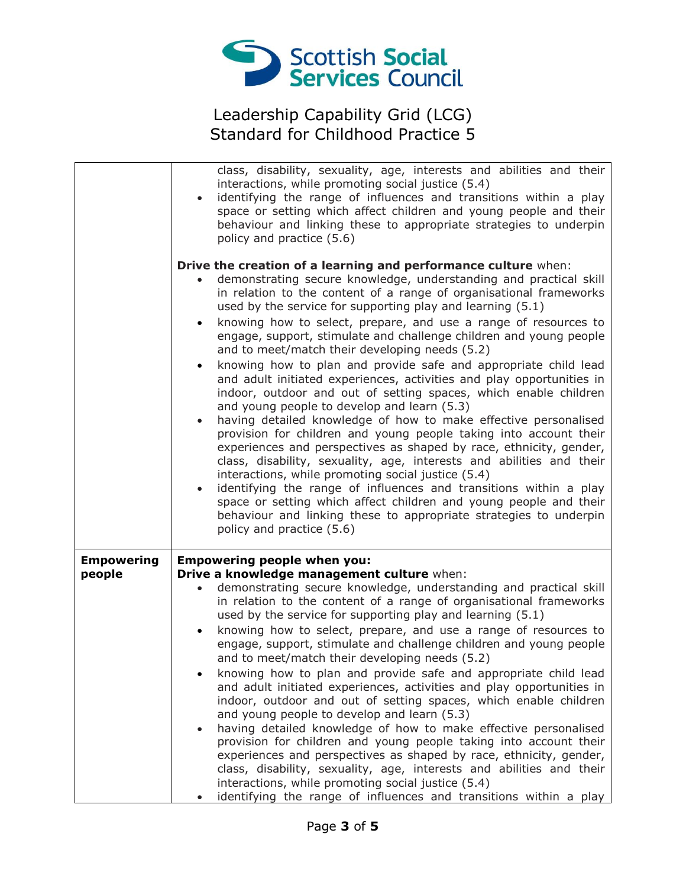| | |
|---|---|
| | class, disability, sexuality, age, interests and abilities and their interactions, while promoting social justice (5.4)<br>• identifying the range of influences and transitions within a play space or setting which affect children and young people and their behaviour and linking these to appropriate strategies to underpin policy and practice (5.6)<br><br>**Drive the creation of a learning and performance culture** when:<br>• demonstrating secure knowledge, understanding and practical skill in relation to the content of a range of organisational frameworks used by the service for supporting play and learning (5.1)<br>• knowing how to select, prepare, and use a range of resources to engage, support, stimulate and challenge children and young people and to meet/match their developing needs (5.2)<br>• knowing how to plan and provide safe and appropriate child lead and adult initiated experiences, activities and play opportunities in indoor, outdoor and out of setting spaces, which enable children and young people to develop and learn (5.3)<br>• having detailed knowledge of how to make effective personalised provision for children and young people taking into account their experiences and perspectives as shaped by race, ethnicity, gender, class, disability, sexuality, age, interests and abilities and their interactions, while promoting social justice (5.4)<br>• identifying the range of influences and transitions within a play space or setting which affect children and young people and their behaviour and linking these to appropriate strategies to underpin policy and practice (5.6) |
| **Empowering people** | **Empowering people when you:**<br>**Drive a knowledge management culture** when:<br>• demonstrating secure knowledge, understanding and practical skill in relation to the content of a range of organisational frameworks used by the service for supporting play and learning (5.1)<br>• knowing how to select, prepare, and use a range of resources to engage, support, stimulate and challenge children and young people and to meet/match their developing needs (5.2)<br>• knowing how to plan and provide safe and appropriate child lead and adult initiated experiences, activities and play opportunities in indoor, outdoor and out of setting spaces, which enable children and young people to develop and learn (5.3)<br>• having detailed knowledge of how to make effective personalised provision for children and young people taking into account their experiences and perspectives as shaped by race, ethnicity, gender, class, disability, sexuality, age, interests and abilities and their interactions, while promoting social justice (5.4)<br>• identifying the range of influences and transitions within a play |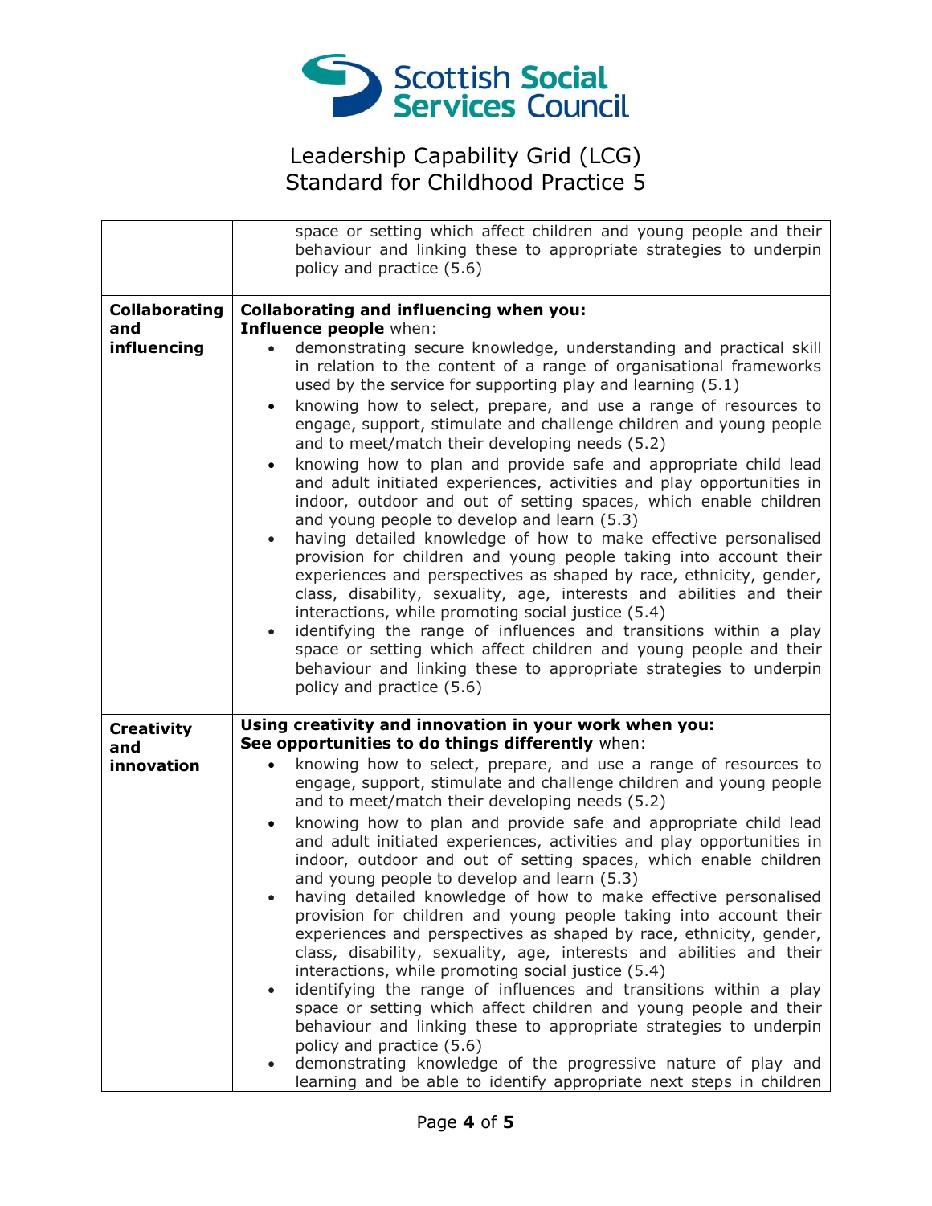| | |
|---|---|
| | space or setting which affect children and young people and their behaviour and linking these to appropriate strategies to underpin policy and practice (5.6) |
| **Collaborating and influencing** | **Collaborating and influencing when you:**<br>**Influence people** when:<br>• demonstrating secure knowledge, understanding and practical skill in relation to the content of a range of organisational frameworks used by the service for supporting play and learning (5.1)<br>• knowing how to select, prepare, and use a range of resources to engage, support, stimulate and challenge children and young people and to meet/match their developing needs (5.2)<br>• knowing how to plan and provide safe and appropriate child lead and adult initiated experiences, activities and play opportunities in indoor, outdoor and out of setting spaces, which enable children and young people to develop and learn (5.3)<br>• having detailed knowledge of how to make effective personalised provision for children and young people taking into account their experiences and perspectives as shaped by race, ethnicity, gender, class, disability, sexuality, age, interests and abilities and their interactions, while promoting social justice (5.4)<br>• identifying the range of influences and transitions within a play space or setting which affect children and young people and their behaviour and linking these to appropriate strategies to underpin policy and practice (5.6) |
| **Creativity and innovation** | **Using creativity and innovation in your work when you:**<br>**See opportunities to do things differently** when:<br>• knowing how to select, prepare, and use a range of resources to engage, support, stimulate and challenge children and young people and to meet/match their developing needs (5.2)<br>• knowing how to plan and provide safe and appropriate child lead and adult initiated experiences, activities and play opportunities in indoor, outdoor and out of setting spaces, which enable children and young people to develop and learn (5.3)<br>• having detailed knowledge of how to make effective personalised provision for children and young people taking into account their experiences and perspectives as shaped by race, ethnicity, gender, class, disability, sexuality, age, interests and abilities and their interactions, while promoting social justice (5.4)<br>• identifying the range of influences and transitions within a play space or setting which affect children and young people and their behaviour and linking these to appropriate strategies to underpin policy and practice (5.6)<br>• demonstrating knowledge of the progressive nature of play and learning and be able to identify appropriate next steps in children |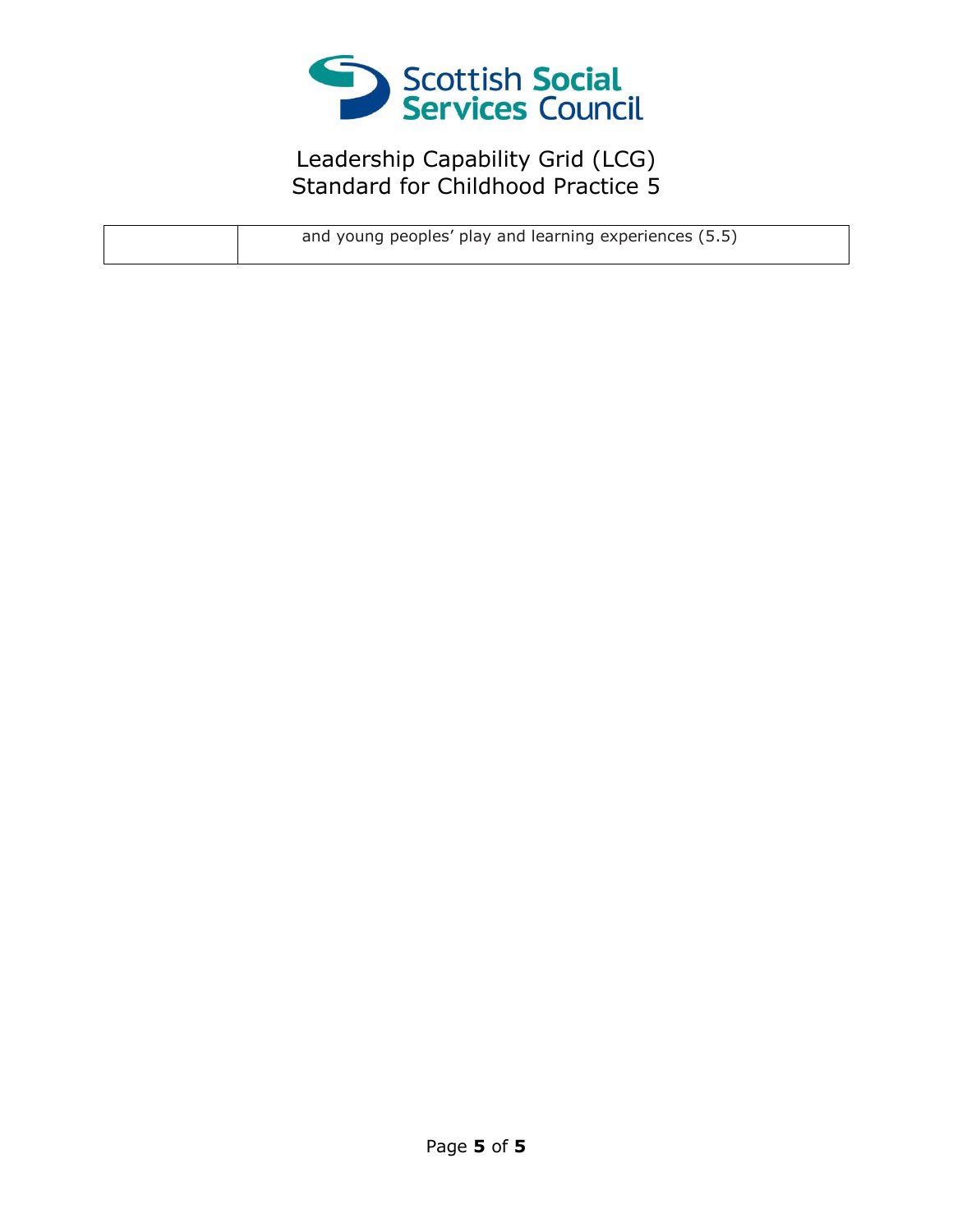# Leadership Capability Grid (LCG)
# Standard for Childhood Practice 5

| | |
|---|---|
| | and young peoples' play and learning experiences (5.5) |